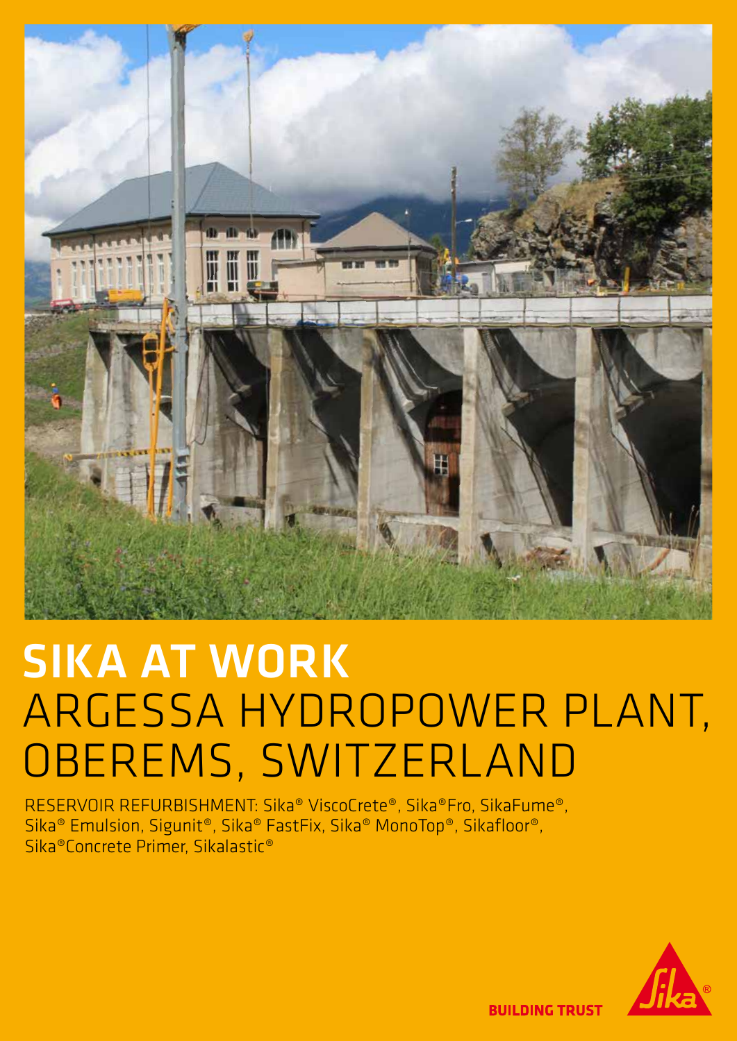# SIKA AT WORK
# ARGESSA HYDROPOWER PLANT, OBEREMS, SWITZERLAND

RESERVOIR REFURBISHMENT: Sika® ViscoCrete®, Sika®Fro, SikaFume®, Sika® Emulsion, Sigunit®, Sika® FastFix, Sika® MonoTop®, Sikafloor®, Sika®Concrete Primer, Sikalastic®

BUILDING TRUST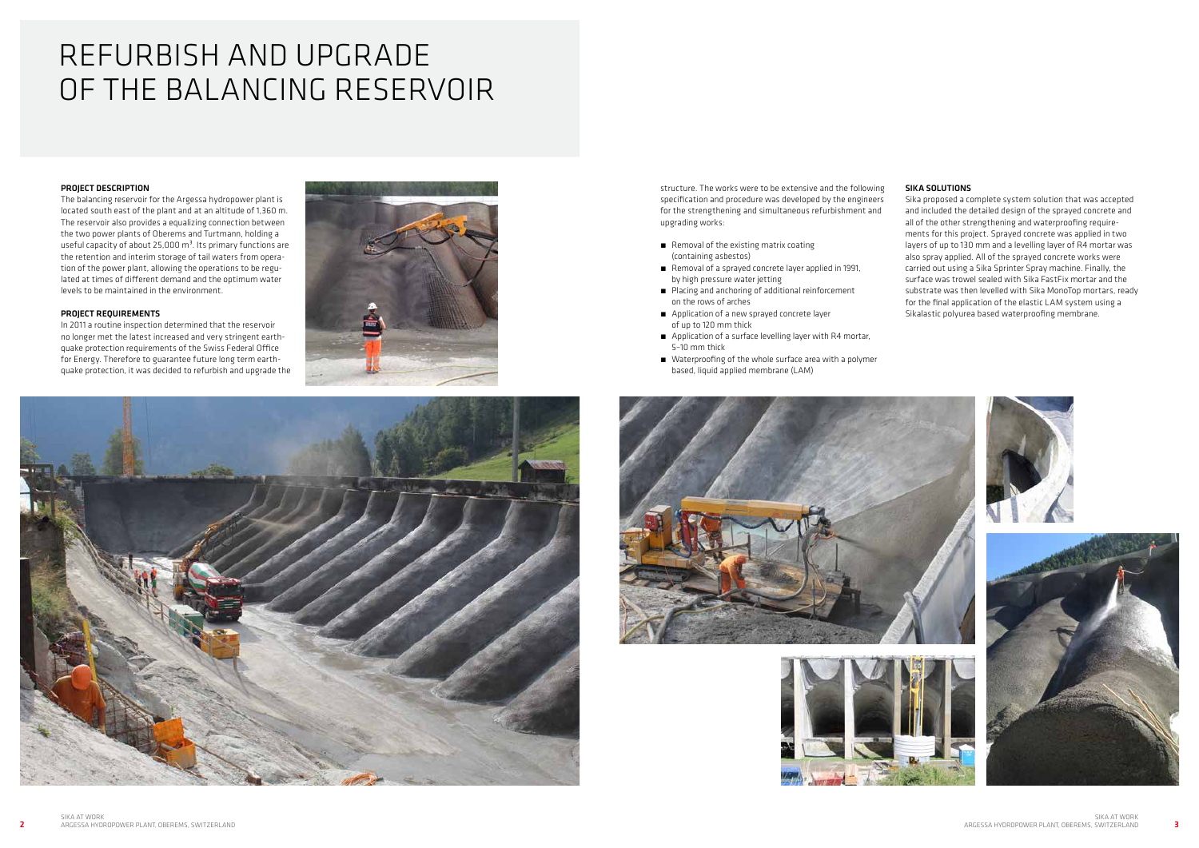# REFURBISH AND UPGRADE OF THE BALANCING RESERVOIR

**PROJECT DESCRIPTION**

The balancing reservoir for the Argessa hydropower plant is located south east of the plant and at an altitude of 1,360 m. The reservoir also provides a equalizing connection between the two power plants of Oberems and Turtmann, holding a useful capacity of about 25,000 m³. Its primary functions are the retention and interim storage of tail waters from operation of the power plant, allowing the operations to be regulated at times of different demand and the optimum water levels to be maintained in the environment.

**PROJECT REQUIREMENTS**

In 2011 a routine inspection determined that the reservoir no longer met the latest increased and very stringent earthquake protection requirements of the Swiss Federal Office for Energy. Therefore to guarantee future long term earthquake protection, it was decided to refurbish and upgrade the structure. The works were to be extensive and the following specification and procedure was developed by the engineers for the strengthening and simultaneous refurbishment and upgrading works:

- Removal of the existing matrix coating (containing asbestos)
- Removal of a sprayed concrete layer applied in 1991, by high pressure water jetting
- Placing and anchoring of additional reinforcement on the rows of arches
- Application of a new sprayed concrete layer of up to 120 mm thick
- Application of a surface levelling layer with R4 mortar, 5–10 mm thick
- Waterproofing of the whole surface area with a polymer based, liquid applied membrane (LAM)

**SIKA SOLUTIONS**

Sika proposed a complete system solution that was accepted and included the detailed design of the sprayed concrete and all of the other strengthening and waterproofing requirements for this project. Sprayed concrete was applied in two layers of up to 130 mm and a levelling layer of R4 mortar was also spray applied. All of the sprayed concrete works were carried out using a Sika Sprinter Spray machine. Finally, the surface was trowel sealed with Sika FastFix mortar and the substrate was then levelled with Sika MonoTop mortars, ready for the final application of the elastic LAM system using a Sikalastic polyurea based waterproofing membrane.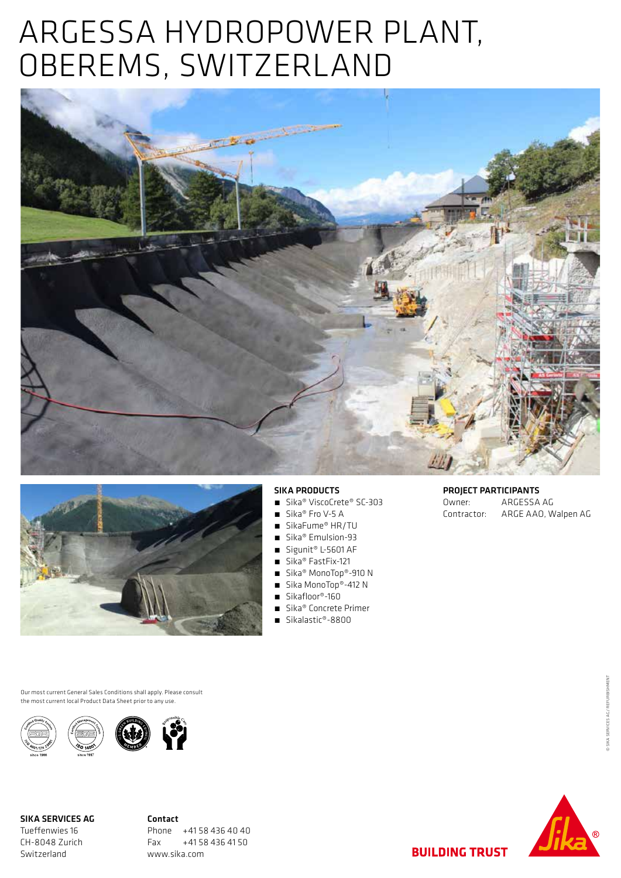# ARGESSA HYDROPOWER PLANT, OBEREMS, SWITZERLAND

**SIKA PRODUCTS**

- Sika® ViscoCrete® SC-303
- Sika® Fro V-5 A
- SikaFume® HR/TU
- Sika® Emulsion-93
- Sigunit® L-5601 AF
- Sika® FastFix-121
- Sika® MonoTop®-910 N
- Sika MonoTop®-412 N
- Sikafloor®-160
- Sika® Concrete Primer
- Sikalastic®-8800

**PROJECT PARTICIPANTS**

| | |
|---|---|
| Owner: | ARGESSA AG |
| Contractor: | ARGE AAO, Walpen AG |

Our most current General Sales Conditions shall apply. Please consult the most current local Product Data Sheet prior to any use.

© SIKA SERVICES AG / REFURBISHMENT

**SIKA SERVICES AG**
Tueffenwies 16
CH-8048 Zurich
Switzerland

**Contact**
Phone +41 58 436 40 40
Fax +41 58 436 41 50
www.sika.com

**BUILDING TRUST**